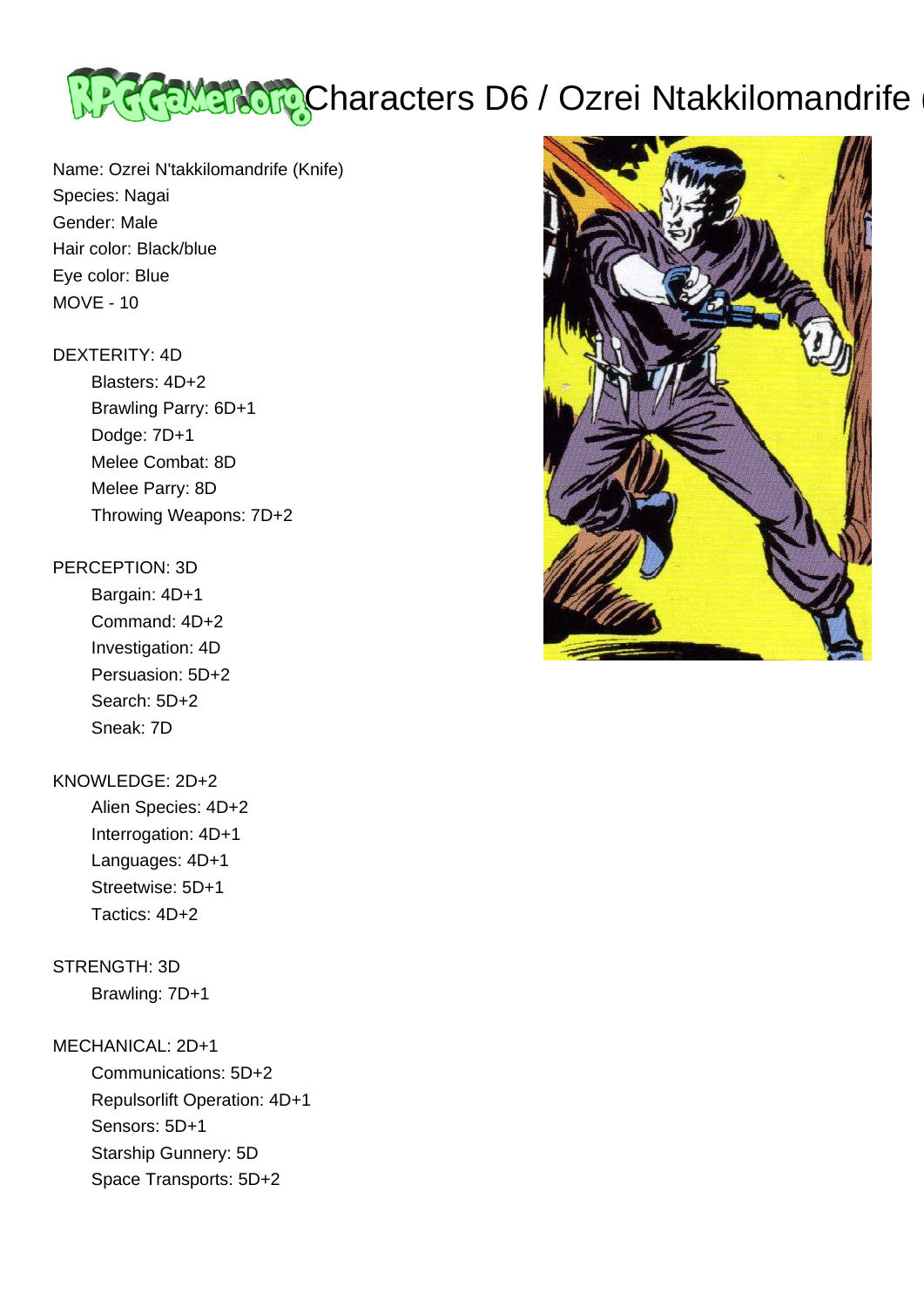# Characters D6 / Ozrei Ntakkilomandrife

Name: Ozrei N'takkilomandrife (Knife)
Species: Nagai
Gender: Male
Hair color: Black/blue
Eye color: Blue
MOVE - 10

DEXTERITY: 4D
- Blasters: 4D+2
- Brawling Parry: 6D+1
- Dodge: 7D+1
- Melee Combat: 8D
- Melee Parry: 8D
- Throwing Weapons: 7D+2

PERCEPTION: 3D
- Bargain: 4D+1
- Command: 4D+2
- Investigation: 4D
- Persuasion: 5D+2
- Search: 5D+2
- Sneak: 7D

KNOWLEDGE: 2D+2
- Alien Species: 4D+2
- Interrogation: 4D+1
- Languages: 4D+1
- Streetwise: 5D+1
- Tactics: 4D+2

STRENGTH: 3D
- Brawling: 7D+1

MECHANICAL: 2D+1
- Communications: 5D+2
- Repulsorlift Operation: 4D+1
- Sensors: 5D+1
- Starship Gunnery: 5D
- Space Transports: 5D+2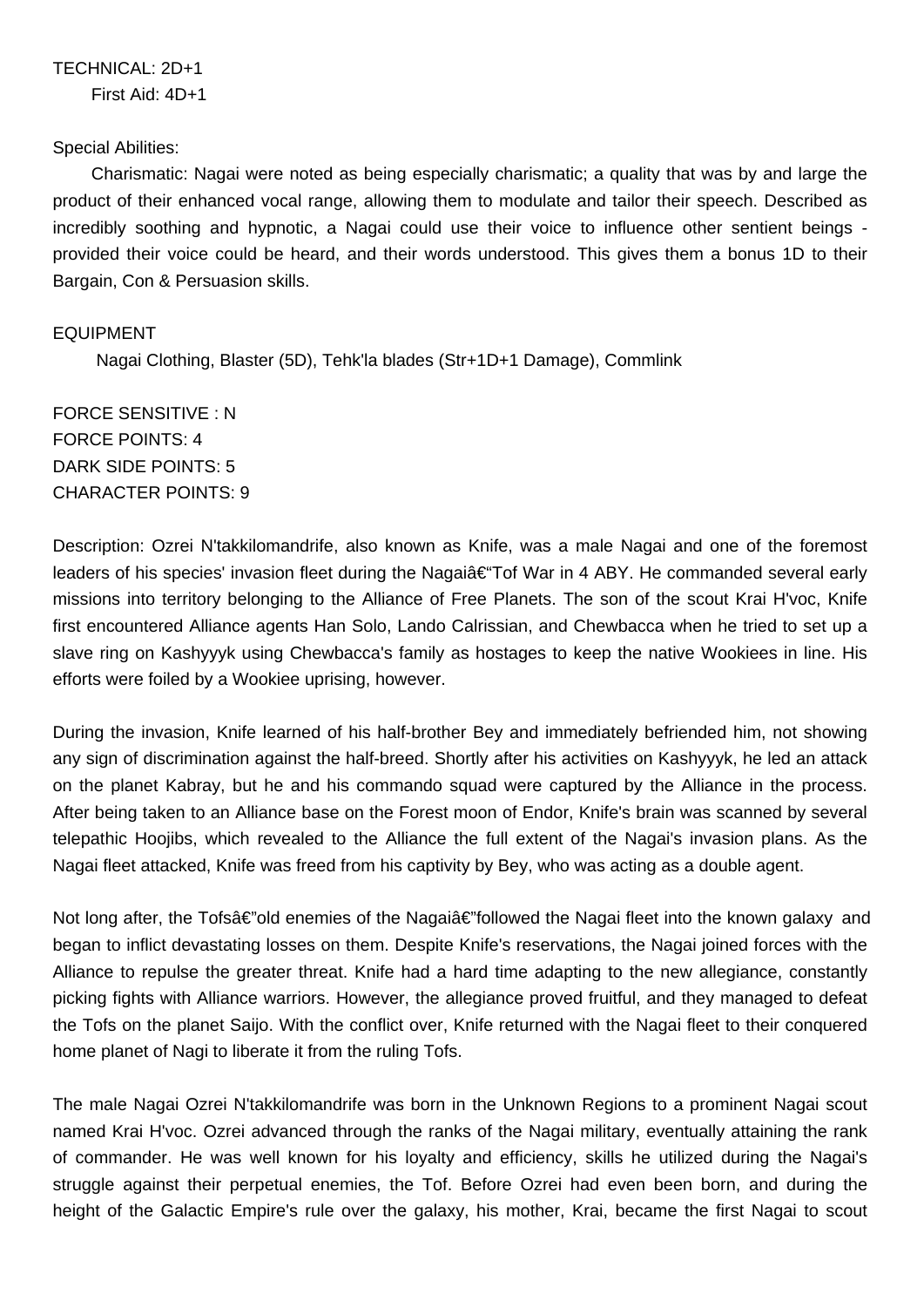TECHNICAL: 2D+1
First Aid: 4D+1

Special Abilities:
Charismatic: Nagai were noted as being especially charismatic; a quality that was by and large the product of their enhanced vocal range, allowing them to modulate and tailor their speech. Described as incredibly soothing and hypnotic, a Nagai could use their voice to influence other sentient beings - provided their voice could be heard, and their words understood. This gives them a bonus 1D to their Bargain, Con & Persuasion skills.

EQUIPMENT
Nagai Clothing, Blaster (5D), Tehk'la blades (Str+1D+1 Damage), Commlink

FORCE SENSITIVE : N
FORCE POINTS: 4
DARK SIDE POINTS: 5
CHARACTER POINTS: 9

Description: Ozrei N'takkilomandrife, also known as Knife, was a male Nagai and one of the foremost leaders of his species' invasion fleet during the Nagaiâ€"Tof War in 4 ABY. He commanded several early missions into territory belonging to the Alliance of Free Planets. The son of the scout Krai H'voc, Knife first encountered Alliance agents Han Solo, Lando Calrissian, and Chewbacca when he tried to set up a slave ring on Kashyyyk using Chewbacca's family as hostages to keep the native Wookiees in line. His efforts were foiled by a Wookiee uprising, however.

During the invasion, Knife learned of his half-brother Bey and immediately befriended him, not showing any sign of discrimination against the half-breed. Shortly after his activities on Kashyyyk, he led an attack on the planet Kabray, but he and his commando squad were captured by the Alliance in the process. After being taken to an Alliance base on the Forest moon of Endor, Knife's brain was scanned by several telepathic Hoojibs, which revealed to the Alliance the full extent of the Nagai's invasion plans. As the Nagai fleet attacked, Knife was freed from his captivity by Bey, who was acting as a double agent.

Not long after, the Tofsâ€"old enemies of the Nagaiâ€"followed the Nagai fleet into the known galaxy and began to inflict devastating losses on them. Despite Knife's reservations, the Nagai joined forces with the Alliance to repulse the greater threat. Knife had a hard time adapting to the new allegiance, constantly picking fights with Alliance warriors. However, the allegiance proved fruitful, and they managed to defeat the Tofs on the planet Saijo. With the conflict over, Knife returned with the Nagai fleet to their conquered home planet of Nagi to liberate it from the ruling Tofs.

The male Nagai Ozrei N'takkilomandrife was born in the Unknown Regions to a prominent Nagai scout named Krai H'voc. Ozrei advanced through the ranks of the Nagai military, eventually attaining the rank of commander. He was well known for his loyalty and efficiency, skills he utilized during the Nagai's struggle against their perpetual enemies, the Tof. Before Ozrei had even been born, and during the height of the Galactic Empire's rule over the galaxy, his mother, Krai, became the first Nagai to scout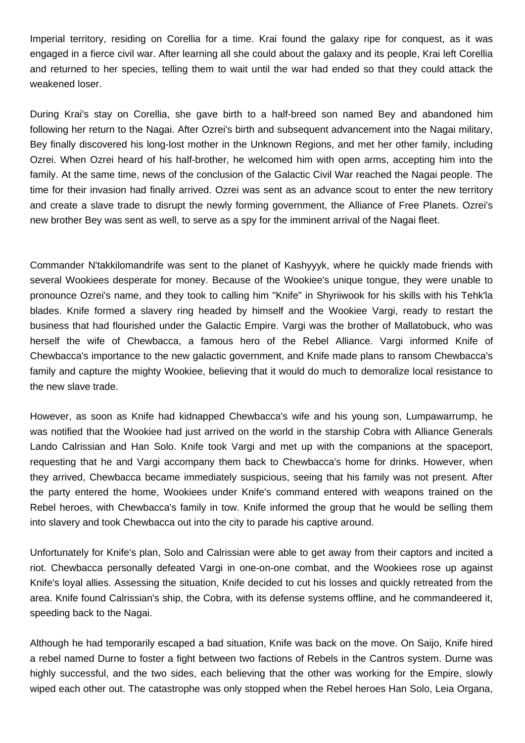Imperial territory, residing on Corellia for a time. Krai found the galaxy ripe for conquest, as it was engaged in a fierce civil war. After learning all she could about the galaxy and its people, Krai left Corellia and returned to her species, telling them to wait until the war had ended so that they could attack the weakened loser.

During Krai's stay on Corellia, she gave birth to a half-breed son named Bey and abandoned him following her return to the Nagai. After Ozrei's birth and subsequent advancement into the Nagai military, Bey finally discovered his long-lost mother in the Unknown Regions, and met her other family, including Ozrei. When Ozrei heard of his half-brother, he welcomed him with open arms, accepting him into the family. At the same time, news of the conclusion of the Galactic Civil War reached the Nagai people. The time for their invasion had finally arrived. Ozrei was sent as an advance scout to enter the new territory and create a slave trade to disrupt the newly forming government, the Alliance of Free Planets. Ozrei's new brother Bey was sent as well, to serve as a spy for the imminent arrival of the Nagai fleet.

Commander N'takkilomandrife was sent to the planet of Kashyyyk, where he quickly made friends with several Wookiees desperate for money. Because of the Wookiee's unique tongue, they were unable to pronounce Ozrei's name, and they took to calling him "Knife" in Shyriiwook for his skills with his Tehk'la blades. Knife formed a slavery ring headed by himself and the Wookiee Vargi, ready to restart the business that had flourished under the Galactic Empire. Vargi was the brother of Mallatobuck, who was herself the wife of Chewbacca, a famous hero of the Rebel Alliance. Vargi informed Knife of Chewbacca's importance to the new galactic government, and Knife made plans to ransom Chewbacca's family and capture the mighty Wookiee, believing that it would do much to demoralize local resistance to the new slave trade.

However, as soon as Knife had kidnapped Chewbacca's wife and his young son, Lumpawarrump, he was notified that the Wookiee had just arrived on the world in the starship Cobra with Alliance Generals Lando Calrissian and Han Solo. Knife took Vargi and met up with the companions at the spaceport, requesting that he and Vargi accompany them back to Chewbacca's home for drinks. However, when they arrived, Chewbacca became immediately suspicious, seeing that his family was not present. After the party entered the home, Wookiees under Knife's command entered with weapons trained on the Rebel heroes, with Chewbacca's family in tow. Knife informed the group that he would be selling them into slavery and took Chewbacca out into the city to parade his captive around.

Unfortunately for Knife's plan, Solo and Calrissian were able to get away from their captors and incited a riot. Chewbacca personally defeated Vargi in one-on-one combat, and the Wookiees rose up against Knife's loyal allies. Assessing the situation, Knife decided to cut his losses and quickly retreated from the area. Knife found Calrissian's ship, the Cobra, with its defense systems offline, and he commandeered it, speeding back to the Nagai.

Although he had temporarily escaped a bad situation, Knife was back on the move. On Saijo, Knife hired a rebel named Durne to foster a fight between two factions of Rebels in the Cantros system. Durne was highly successful, and the two sides, each believing that the other was working for the Empire, slowly wiped each other out. The catastrophe was only stopped when the Rebel heroes Han Solo, Leia Organa,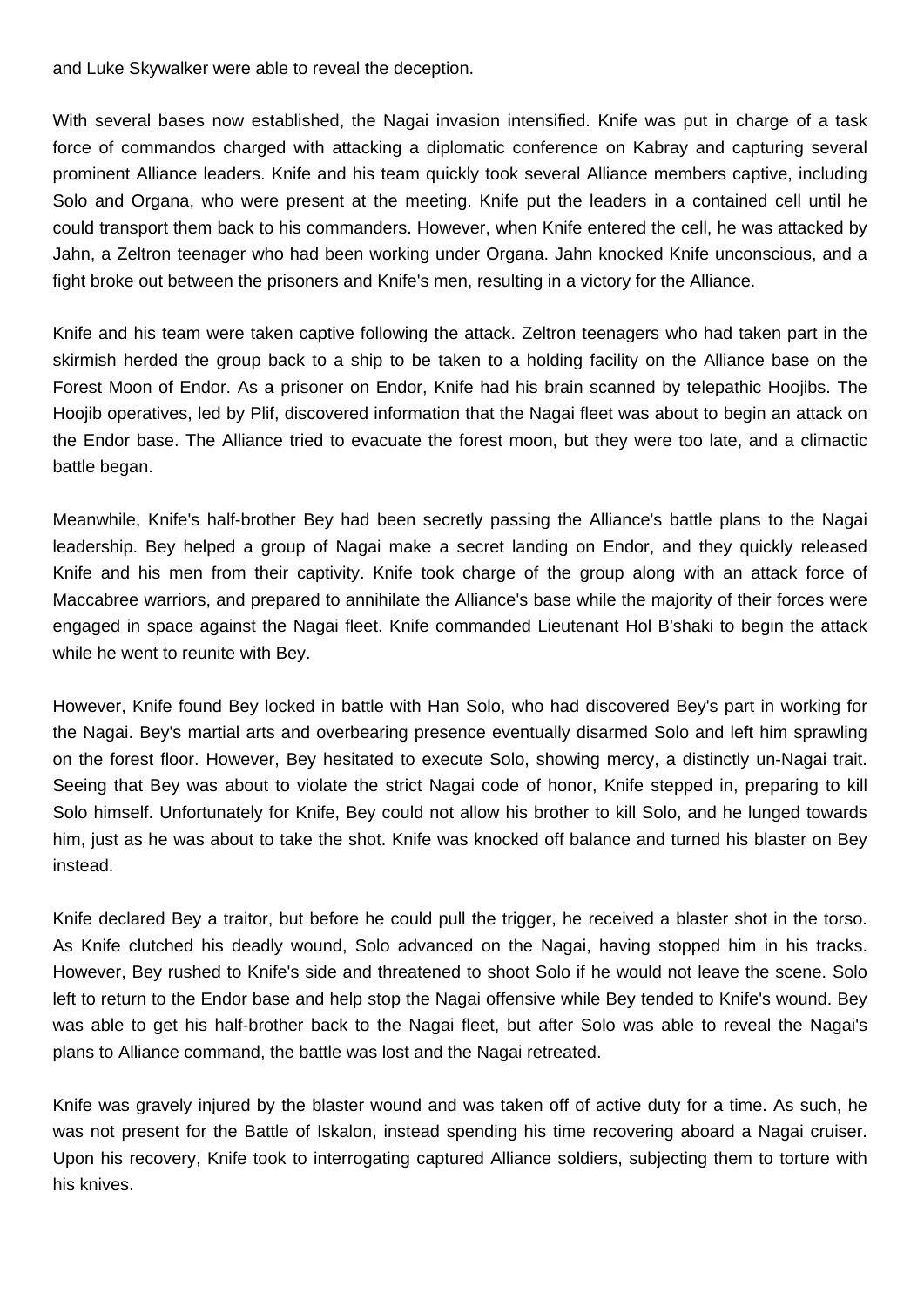and Luke Skywalker were able to reveal the deception.

With several bases now established, the Nagai invasion intensified. Knife was put in charge of a task force of commandos charged with attacking a diplomatic conference on Kabray and capturing several prominent Alliance leaders. Knife and his team quickly took several Alliance members captive, including Solo and Organa, who were present at the meeting. Knife put the leaders in a contained cell until he could transport them back to his commanders. However, when Knife entered the cell, he was attacked by Jahn, a Zeltron teenager who had been working under Organa. Jahn knocked Knife unconscious, and a fight broke out between the prisoners and Knife's men, resulting in a victory for the Alliance.

Knife and his team were taken captive following the attack. Zeltron teenagers who had taken part in the skirmish herded the group back to a ship to be taken to a holding facility on the Alliance base on the Forest Moon of Endor. As a prisoner on Endor, Knife had his brain scanned by telepathic Hoojibs. The Hoojib operatives, led by Plif, discovered information that the Nagai fleet was about to begin an attack on the Endor base. The Alliance tried to evacuate the forest moon, but they were too late, and a climactic battle began.

Meanwhile, Knife's half-brother Bey had been secretly passing the Alliance's battle plans to the Nagai leadership. Bey helped a group of Nagai make a secret landing on Endor, and they quickly released Knife and his men from their captivity. Knife took charge of the group along with an attack force of Maccabree warriors, and prepared to annihilate the Alliance's base while the majority of their forces were engaged in space against the Nagai fleet. Knife commanded Lieutenant Hol B'shaki to begin the attack while he went to reunite with Bey.

However, Knife found Bey locked in battle with Han Solo, who had discovered Bey's part in working for the Nagai. Bey's martial arts and overbearing presence eventually disarmed Solo and left him sprawling on the forest floor. However, Bey hesitated to execute Solo, showing mercy, a distinctly un-Nagai trait. Seeing that Bey was about to violate the strict Nagai code of honor, Knife stepped in, preparing to kill Solo himself. Unfortunately for Knife, Bey could not allow his brother to kill Solo, and he lunged towards him, just as he was about to take the shot. Knife was knocked off balance and turned his blaster on Bey instead.

Knife declared Bey a traitor, but before he could pull the trigger, he received a blaster shot in the torso. As Knife clutched his deadly wound, Solo advanced on the Nagai, having stopped him in his tracks. However, Bey rushed to Knife's side and threatened to shoot Solo if he would not leave the scene. Solo left to return to the Endor base and help stop the Nagai offensive while Bey tended to Knife's wound. Bey was able to get his half-brother back to the Nagai fleet, but after Solo was able to reveal the Nagai's plans to Alliance command, the battle was lost and the Nagai retreated.

Knife was gravely injured by the blaster wound and was taken off of active duty for a time. As such, he was not present for the Battle of Iskalon, instead spending his time recovering aboard a Nagai cruiser. Upon his recovery, Knife took to interrogating captured Alliance soldiers, subjecting them to torture with his knives.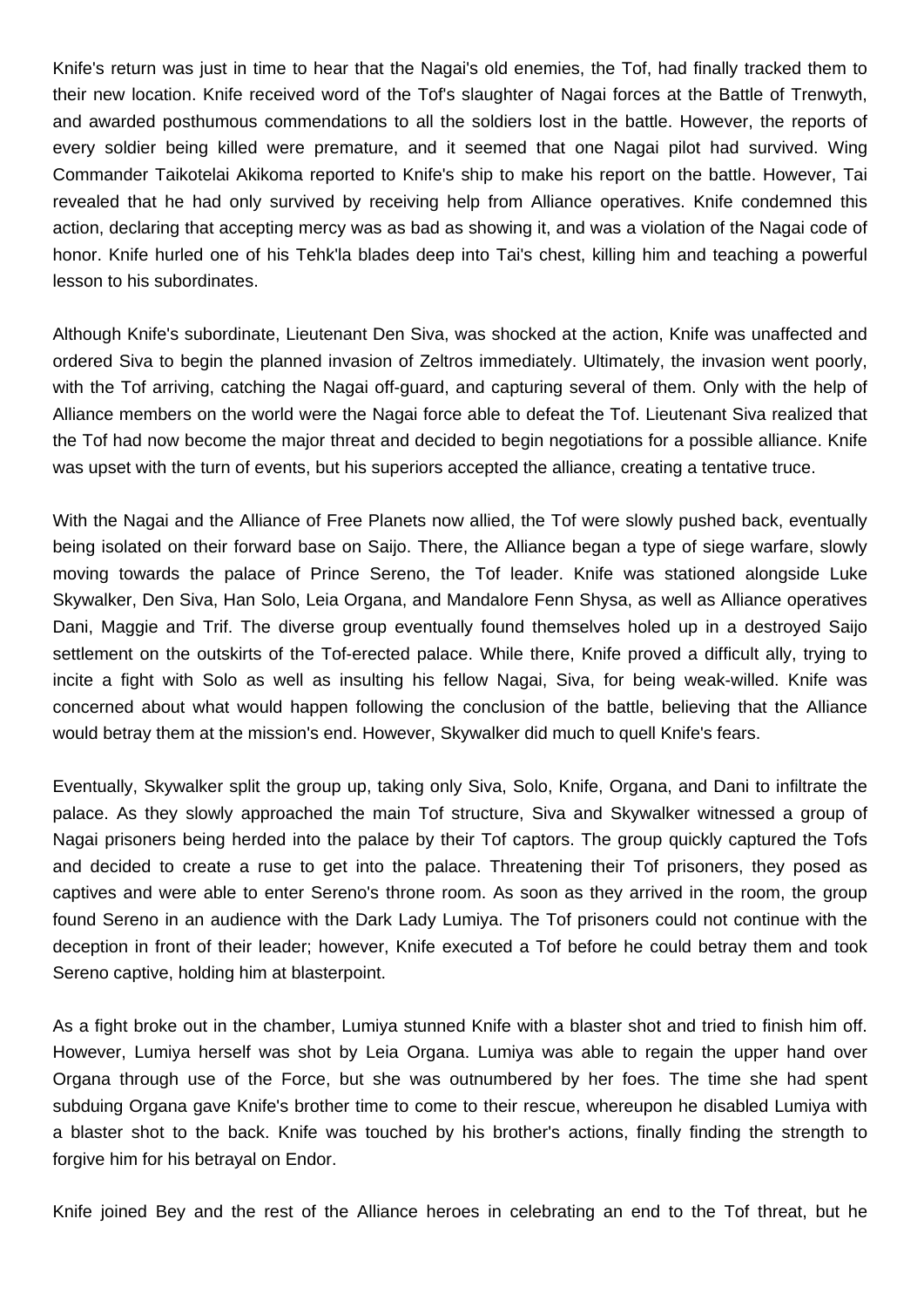Knife's return was just in time to hear that the Nagai's old enemies, the Tof, had finally tracked them to their new location. Knife received word of the Tof's slaughter of Nagai forces at the Battle of Trenwyth, and awarded posthumous commendations to all the soldiers lost in the battle. However, the reports of every soldier being killed were premature, and it seemed that one Nagai pilot had survived. Wing Commander Taikotelai Akikoma reported to Knife's ship to make his report on the battle. However, Tai revealed that he had only survived by receiving help from Alliance operatives. Knife condemned this action, declaring that accepting mercy was as bad as showing it, and was a violation of the Nagai code of honor. Knife hurled one of his Tehk'la blades deep into Tai's chest, killing him and teaching a powerful lesson to his subordinates.

Although Knife's subordinate, Lieutenant Den Siva, was shocked at the action, Knife was unaffected and ordered Siva to begin the planned invasion of Zeltros immediately. Ultimately, the invasion went poorly, with the Tof arriving, catching the Nagai off-guard, and capturing several of them. Only with the help of Alliance members on the world were the Nagai force able to defeat the Tof. Lieutenant Siva realized that the Tof had now become the major threat and decided to begin negotiations for a possible alliance. Knife was upset with the turn of events, but his superiors accepted the alliance, creating a tentative truce.

With the Nagai and the Alliance of Free Planets now allied, the Tof were slowly pushed back, eventually being isolated on their forward base on Saijo. There, the Alliance began a type of siege warfare, slowly moving towards the palace of Prince Sereno, the Tof leader. Knife was stationed alongside Luke Skywalker, Den Siva, Han Solo, Leia Organa, and Mandalore Fenn Shysa, as well as Alliance operatives Dani, Maggie and Trif. The diverse group eventually found themselves holed up in a destroyed Saijo settlement on the outskirts of the Tof-erected palace. While there, Knife proved a difficult ally, trying to incite a fight with Solo as well as insulting his fellow Nagai, Siva, for being weak-willed. Knife was concerned about what would happen following the conclusion of the battle, believing that the Alliance would betray them at the mission's end. However, Skywalker did much to quell Knife's fears.

Eventually, Skywalker split the group up, taking only Siva, Solo, Knife, Organa, and Dani to infiltrate the palace. As they slowly approached the main Tof structure, Siva and Skywalker witnessed a group of Nagai prisoners being herded into the palace by their Tof captors. The group quickly captured the Tofs and decided to create a ruse to get into the palace. Threatening their Tof prisoners, they posed as captives and were able to enter Sereno's throne room. As soon as they arrived in the room, the group found Sereno in an audience with the Dark Lady Lumiya. The Tof prisoners could not continue with the deception in front of their leader; however, Knife executed a Tof before he could betray them and took Sereno captive, holding him at blasterpoint.

As a fight broke out in the chamber, Lumiya stunned Knife with a blaster shot and tried to finish him off. However, Lumiya herself was shot by Leia Organa. Lumiya was able to regain the upper hand over Organa through use of the Force, but she was outnumbered by her foes. The time she had spent subduing Organa gave Knife's brother time to come to their rescue, whereupon he disabled Lumiya with a blaster shot to the back. Knife was touched by his brother's actions, finally finding the strength to forgive him for his betrayal on Endor.

Knife joined Bey and the rest of the Alliance heroes in celebrating an end to the Tof threat, but he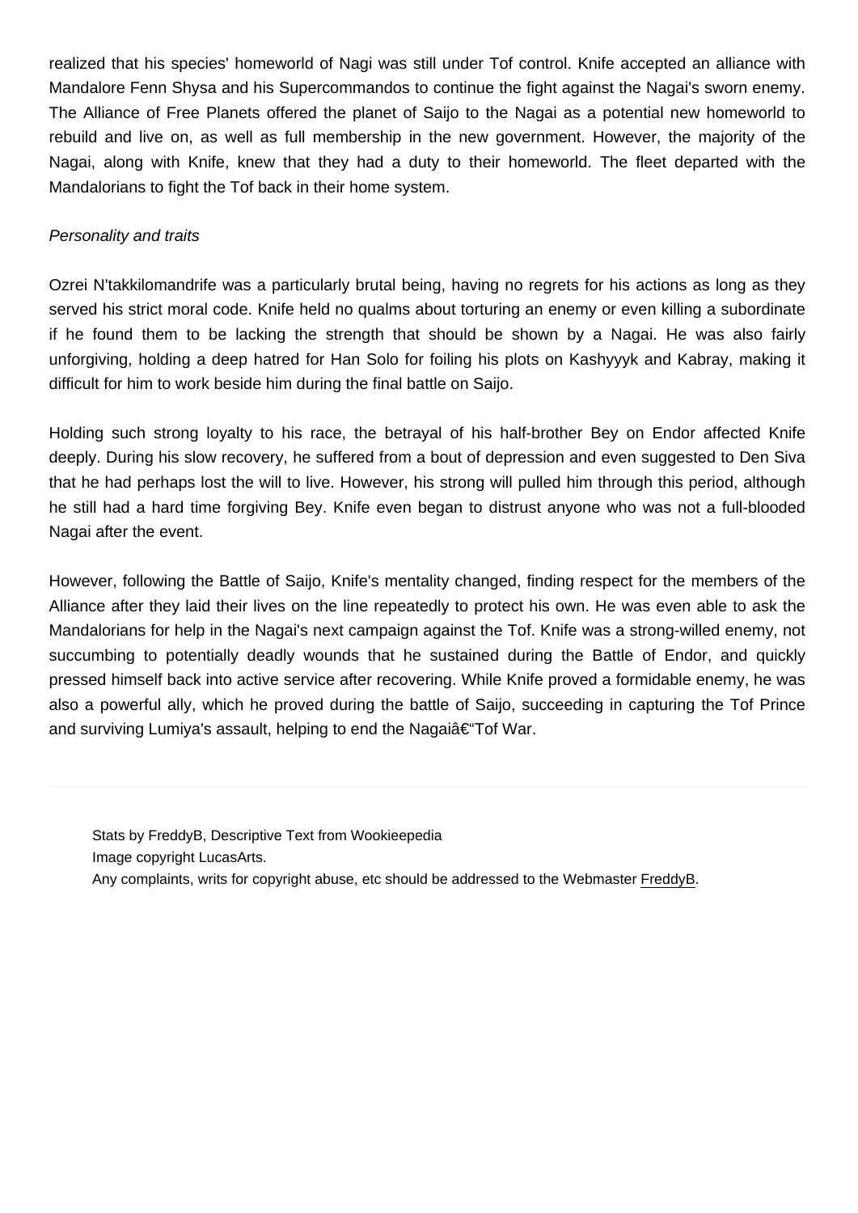realized that his species' homeworld of Nagi was still under Tof control. Knife accepted an alliance with Mandalore Fenn Shysa and his Supercommandos to continue the fight against the Nagai's sworn enemy. The Alliance of Free Planets offered the planet of Saijo to the Nagai as a potential new homeworld to rebuild and live on, as well as full membership in the new government. However, the majority of the Nagai, along with Knife, knew that they had a duty to their homeworld. The fleet departed with the Mandalorians to fight the Tof back in their home system.

*Personality and traits*

Ozrei N'takkilomandrife was a particularly brutal being, having no regrets for his actions as long as they served his strict moral code. Knife held no qualms about torturing an enemy or even killing a subordinate if he found them to be lacking the strength that should be shown by a Nagai. He was also fairly unforgiving, holding a deep hatred for Han Solo for foiling his plots on Kashyyyk and Kabray, making it difficult for him to work beside him during the final battle on Saijo.

Holding such strong loyalty to his race, the betrayal of his half-brother Bey on Endor affected Knife deeply. During his slow recovery, he suffered from a bout of depression and even suggested to Den Siva that he had perhaps lost the will to live. However, his strong will pulled him through this period, although he still had a hard time forgiving Bey. Knife even began to distrust anyone who was not a full-blooded Nagai after the event.

However, following the Battle of Saijo, Knife's mentality changed, finding respect for the members of the Alliance after they laid their lives on the line repeatedly to protect his own. He was even able to ask the Mandalorians for help in the Nagai's next campaign against the Tof. Knife was a strong-willed enemy, not succumbing to potentially deadly wounds that he sustained during the Battle of Endor, and quickly pressed himself back into active service after recovering. While Knife proved a formidable enemy, he was also a powerful ally, which he proved during the battle of Saijo, succeeding in capturing the Tof Prince and surviving Lumiya's assault, helping to end the Nagaiâ€"Tof War.

---

Stats by FreddyB, Descriptive Text from Wookieepedia
Image copyright LucasArts.
Any complaints, writs for copyright abuse, etc should be addressed to the Webmaster FreddyB.